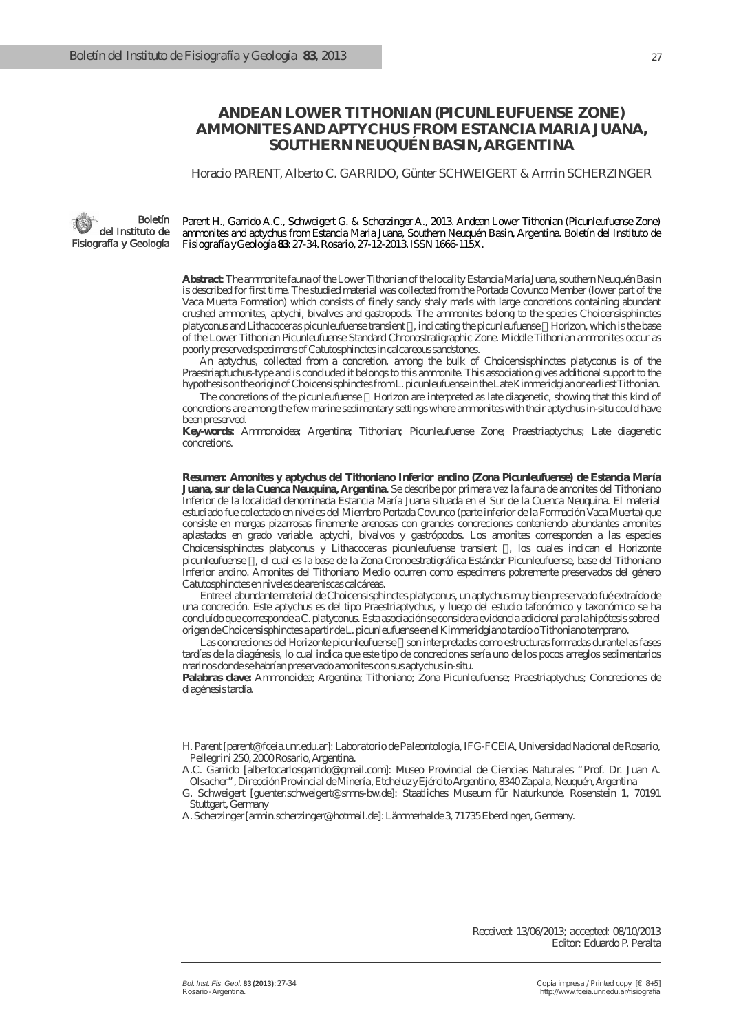# ANDEAN LOWER TITHONIAN (PICUNLEUFUENSE ZONE) AMMONITES AND APTYCHUS FROM ESTANCIA MARIA JUANA, SOUTHERN NEUQUÉN BASIN, ARGENTINA

Horacio PARENT, Alberto C. GARRIDO, Günter SCHWEIGERT & Armin SCHERZINGER

**Boletín del Instituto de Fisiografía y Geología**

Parent H., Garrido A.C., Schweigert G. & Scherzinger A., 2013. Andean Lower Tithonian (Picunleufuense Zone) ammonites and aptychus from Estancia Maria Juana, Southern Neuquén Basin, Argentina. Boletín del Instituto de Fisiografía y Geología **83**: 27-34. Rosario, 27-12-2013. ISSN 1666-115X.

**Abstract**: The ammonite fauna of the Lower Tithonian of the locality Estancia María Juana, southern Neuquén Basin is described for first time. The studied material was collected from the Portada Covunco Member (lower part of the Vaca Muerta Formation) which consists of finely sandy shaly marls with large concretions containing abundant crushed ammonites, aptychi, bivalves and gastropods. The ammonites belong to the species Choicensisphinctes platyconus and Lithacoceras picunleufuense transient α, indicating the picunleufuense α Horizon, which is the base of the Lower Tithonian Picunleufuense Standard Chronostratigraphic Zone. Middle Tithonian ammonites occur as poorly preserved specimens of Catutosphinctes in calcareous sandstones.

An aptychus, collected from a concretion, among the bulk of Choicensisphinctes platyconus is of the Praestriaptuchus-type and is concluded it belongs to this ammonite. This association gives additional support to the hypothesis on the origin of Choicensisphinctes from L. picunleufuense in the Late Kimmeridgian or earliest Tithonian.

The concretions of the picunleufuense α Horizon are interpreted as late diagenetic, showing that this kind of concretions are among the few marine sedimentary settings where ammonites with their aptychus in-situ could have been preserved.

**Key-words:** Ammonoidea; Argentina; Tithonian; Picunleufuense Zone; Praestriaptychus; Late diagenetic concretions.

**Resumen: Amonites y aptychus del Tithoniano Inferior andino (Zona Picunleufuense) de Estancia María Juana, sur de la Cuenca Neuquina, Argentina.** Se describe por primera vez la fauna de amonites del Tithoniano Inferior de la localidad denominada Estancia María Juana situada en el Sur de la Cuenca Neuquina. El material estudiado fue colectado en niveles del Miembro Portada Covunco (parte inferior de la Formación Vaca Muerta) que consiste en margas pizarrosas finamente arenosas con grandes concreciones conteniendo abundantes amonites aplastados en grado variable, aptychi, bivalvos y gastrópodos. Los amonites corresponden a las especies Choicensisphinctes platyconus y Lithacoceras picunleufuense transient α, los cuales indican el Horizonte picunleufuense α, el cual es la base de la Zona Cronoestratigráfica Estándar Picunleufuense, base del Tithoniano Inferior andino. Amonites del Tithoniano Medio ocurren como especimens pobremente preservados del género Catutosphinctes en niveles de areniscas calcáreas.

Entre el abundante material de Choicensisphinctes platyconus, un aptychus muy bien preservado fué extraído de una concreción. Este aptychus es del tipo Praestriaptychus, y luego del estudio tafonómico y taxonómico se ha concluído que corresponde a C. platyconus. Esta asociación se considera evidencia adicional para la hipótesis sobre el origen de Choicensisphinctes a partir de L. picunleufuense en el Kimmeridgiano tardío o Tithoniano temprano.

Las concreciones del Horizonte picunleufuense α son interpretadas como estructuras formadas durante las fases tardías de la diagénesis, lo cual indica que este tipo de concreciones sería uno de los pocos arreglos sedimentarios marinos donde se habrían preservado amonites con sus aptychus in-situ.

**Palabras clave:** Ammonoidea; Argentina; Tithoniano; Zona Picunleufuense; Praestriaptychus; Concreciones de diagénesis tardía.

H. Parent [parent@fceia.unr.edu.ar]: Laboratorio de Paleontología, IFG-FCEIA, Universidad Nacional de Rosario, Pellegrini 250, 2000 Rosario, Argentina.

A.C. Garrido [albertocarlosgarrido@gmail.com]: Museo Provincial de Ciencias Naturales "Prof. Dr. Juan A. Olsacher", Dirección Provincial de Minería, Etcheluz y Ejército Argentino, 8340 Zapala, Neuquén, Argentina

G. Schweigert [guenter.schweigert@smns-bw.de]: Staatliches Museum für Naturkunde, Rosenstein 1, 70191 Stuttgart, Germany

A. Scherzinger [armin.scherzinger@hotmail.de]: Lämmerhalde 3, 71735 Eberdingen, Germany.

Received: 13/06/2013; accepted: 08/10/2013
Editor: Eduardo P. Peralta

Copia impresa / Printed copy [€ 8+5]
http://www.fceia.unr.edu.ar/fisiografia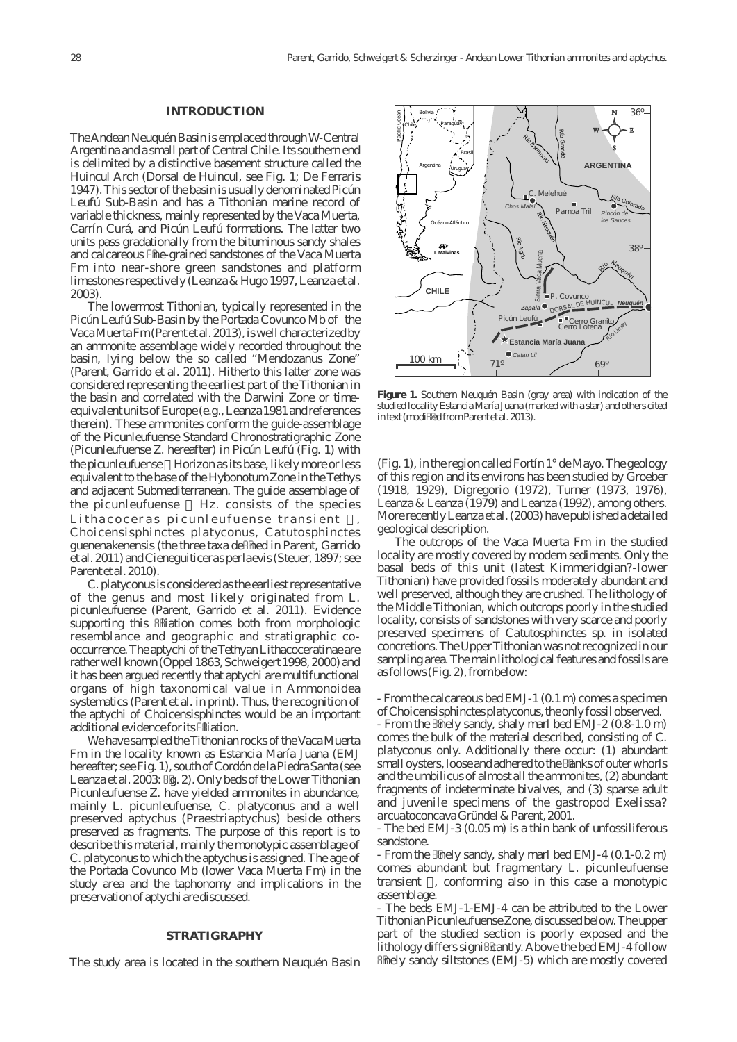## INTRODUCTION

The Andean Neuquén Basin is emplaced through W-Central Argentina and a small part of Central Chile. Its southern end is delimited by a distinctive basement structure called the Huincul Arch (Dorsal de Huincul, see Fig. 1; De Ferraris 1947). This sector of the basin is usually denominated Picún Leufú Sub-Basin and has a Tithonian marine record of variable thickness, mainly represented by the Vaca Muerta, Carrín Curá, and Picún Leufú formations. The latter two units pass gradationally from the bituminous sandy shales and calcareous fine-grained sandstones of the Vaca Muerta Fm into near-shore green sandstones and platform limestones respectively (Leanza & Hugo 1997, Leanza et al. 2003).

The lowermost Tithonian, typically represented in the Picún Leufú Sub-Basin by the Portada Covunco Mb of the Vaca Muerta Fm (Parent et al. 2013), is well characterized by an ammonite assemblage widely recorded throughout the basin, lying below the so called "Mendozanus Zone" (Parent, Garrido et al. 2011). Hitherto this latter zone was considered representing the earliest part of the Tithonian in the basin and correlated with the Darwini Zone or time-equivalent units of Europe (e.g., Leanza 1981 and references therein). These ammonites conform the guide-assemblage of the Picunleufuense Standard Chronostratigraphic Zone (Picunleufuense Z. hereafter) in Picún Leufú (Fig. 1) with the picunleufuense α Horizon as its base, likely more or less equivalent to the base of the Hybonotum Zone in the Tethys and adjacent Submediterranean. The guide assemblage of the picunleufuense α Hz. consists of the species *Lithacoceras picunleufuense transient* α, *Choicensisphinctes platyconus*, *Catutosphinctes guenenakenensis* (the three taxa defined in Parent, Garrido et al. 2011) and *Cieneguiticeras perlaevis* (Steuer, 1897; see Parent et al. 2010).

*C. platyconus* is considered as the earliest representative of the genus and most likely originated from *L. picunleufuense* (Parent, Garrido et al. 2011). Evidence supporting this filiation comes both from morphologic resemblance and geographic and stratigraphic co-occurrence. The aptychi of the Tethyan Lithacoceratinae are rather well known (Oppel 1863, Schweigert 1998, 2000) and it has been argued recently that aptychi are multifunctional organs of high taxonomical value in Ammonoidea systematics (Parent et al. in print). Thus, the recognition of the aptychi of *Choicensisphinctes* would be an important additional evidence for its filiation.

We have sampled the Tithonian rocks of the Vaca Muerta Fm in the locality known as Estancia María Juana (EMJ hereafter; see Fig. 1), south of Cordón de la Piedra Santa (see Leanza et al. 2003: fig. 2). Only beds of the Lower Tithonian Picunleufuense Z. have yielded ammonites in abundance, mainly *L. picunleufuense*, *C. platyconus* and a well preserved aptychus (*Praestriaptychus*) beside others preserved as fragments. The purpose of this report is to describe this material, mainly the monotypic assemblage of *C. platyconus* to which the aptychus is assigned. The age of the Portada Covunco Mb (lower Vaca Muerta Fm) in the study area and the taphonomy and implications in the preservation of aptychi are discussed.

## STRATIGRAPHY

The study area is located in the southern Neuquén Basin (Fig. 1), in the region called Fortín 1° de Mayo. The geology of this region and its environs has been studied by Groeber (1918, 1929), Digregorio (1972), Turner (1973, 1976), Leanza & Leanza (1979) and Leanza (1992), among others. More recently Leanza et al. (2003) have published a detailed geological description.

**Figure 1.** Southern Neuquén Basin (gray area) with indication of the studied locality Estancia María Juana (marked with a star) and others cited in text (modified from Parent et al. 2013).

The outcrops of the Vaca Muerta Fm in the studied locality are mostly covered by modern sediments. Only the basal beds of this unit (latest Kimmeridgian?-lower Tithonian) have provided fossils moderately abundant and well preserved, although they are crushed. The lithology of the Middle Tithonian, which outcrops poorly in the studied locality, consists of sandstones with very scarce and poorly preserved specimens of *Catutosphinctes* sp. in isolated concretions. The Upper Tithonian was not recognized in our sampling area. The main lithological features and fossils are as follows (Fig. 2), from below:

- From the calcareous bed EMJ-1 (0.1 m) comes a specimen of *Choicensisphinctes platyconus*, the only fossil observed.
- From the finely sandy, shaly marl bed EMJ-2 (0.8-1.0 m) comes the bulk of the material described, consisting of *C. platyconus* only. Additionally there occur: (1) abundant small oysters, loose and adhered to the flanks of outer whorls and the umbilicus of almost all the ammonites, (2) abundant fragments of indeterminate bivalves, and (3) sparse adult and juvenile specimens of the gastropod *Exelissa? arcuatoconcava* Gründel & Parent, 2001.
- The bed EMJ-3 (0.05 m) is a thin bank of unfossiliferous sandstone.
- From the finely sandy, shaly marl bed EMJ-4 (0.1-0.2 m) comes abundant but fragmentary *L. picunleufuense transient* α, conforming also in this case a monotypic assemblage.
- The beds EMJ-1-EMJ-4 can be attributed to the Lower Tithonian Picunleufuense Zone, discussed below. The upper part of the studied section is poorly exposed and the lithology differs significantly. Above the bed EMJ-4 follow finely sandy siltstones (EMJ-5) which are mostly covered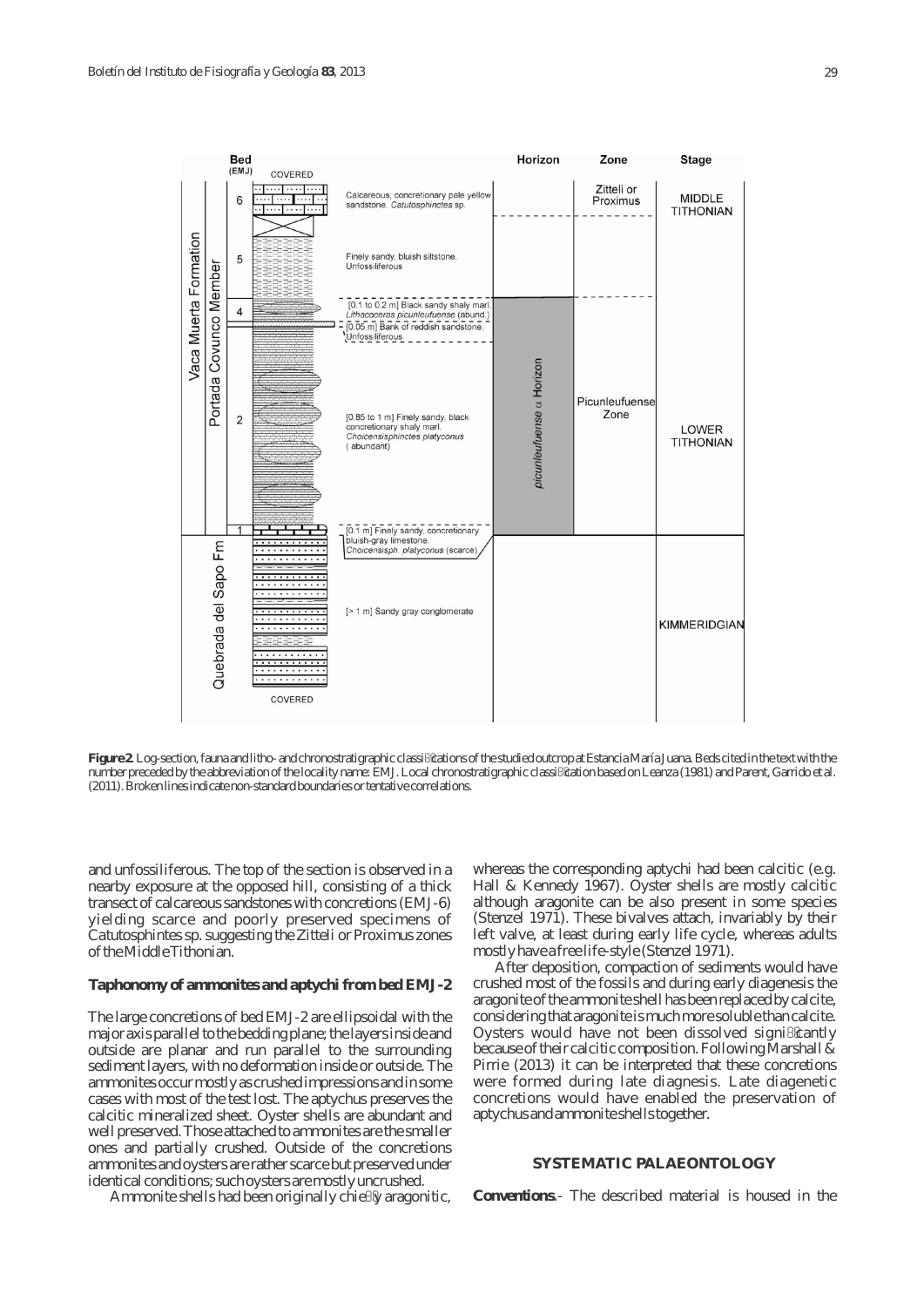**Figure 2**. Log-section, fauna and litho- and chronostratigraphic classifications of the studied outcrop at Estancia María Juana. Beds cited in the text with the number preceded by the abbreviation of the locality name: EMJ. Local chronostratigraphic classification based on Leanza (1981) and Parent, Garrido et al. (2011). Broken lines indicate non-standard boundaries or tentative correlations.

and unfossiliferous. The top of the section is observed in a nearby exposure at the opposed hill, consisting of a thick transect of calcareous sandstones with concretions (EMJ-6) yielding scarce and poorly preserved specimens of *Catutosphintes* sp. suggesting the Zitteli or Proximus zones of the Middle Tithonian.

### Taphonomy of ammonites and aptychi from bed EMJ-2

The large concretions of bed EMJ-2 are ellipsoidal with the major axis parallel to the bedding plane; the layers inside and outside are planar and run parallel to the surrounding sediment layers, with no deformation inside or outside. The ammonites occur mostly as crushed impressions and in some cases with most of the test lost. The aptychus preserves the calcitic mineralized sheet. Oyster shells are abundant and well preserved. Those attached to ammonites are the smaller ones and partially crushed. Outside of the concretions ammonites and oysters are rather scarce but preserved under identical conditions; such oysters are mostly uncrushed.

Ammonite shells had been originally chiefly aragonitic, whereas the corresponding aptychi had been calcitic (e.g. Hall & Kennedy 1967). Oyster shells are mostly calcitic although aragonite can be also present in some species (Stenzel 1971). These bivalves attach, invariably by their left valve, at least during early life cycle, whereas adults mostly have a free life-style (Stenzel 1971).

After deposition, compaction of sediments would have crushed most of the fossils and during early diagenesis the aragonite of the ammonite shell has been replaced by calcite, considering that aragonite is much more soluble than calcite. Oysters would have not been dissolved significantly because of their calcitic composition. Following Marshall & Pirrie (2013) it can be interpreted that these concretions were formed during late diagnesis. Late diagenetic concretions would have enabled the preservation of aptychus and ammonite shells together.

## SYSTEMATIC PALAEONTOLOGY

**Conventions**.- The described material is housed in the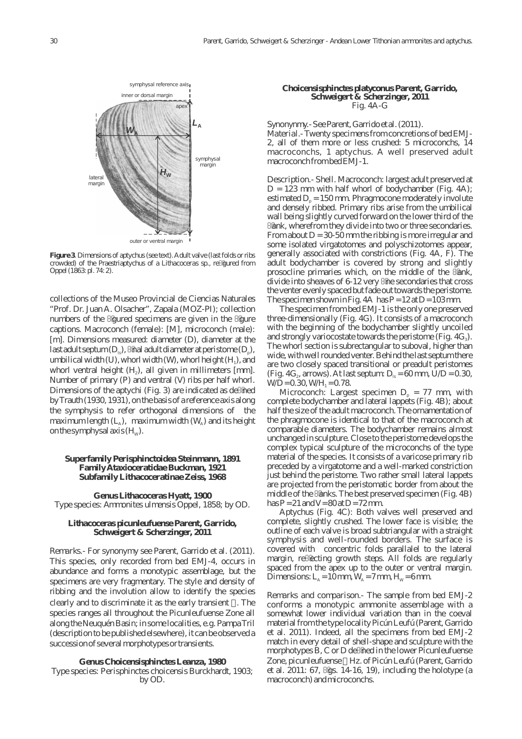**Figure 3**. Dimensions of aptychus (see text). Adult valve (last folds or ribs crowded) of the Praestriaptychus of a Lithacoceras sp., refigured from Oppel (1863: pl. 74: 2).

collections of the Museo Provincial de Ciencias Naturales "Prof. Dr. Juan A. Olsacher", Zapala (MOZ-PI); collection numbers of the figured specimens are given in the figure captions. Macroconch (female): [M], microconch (male): [m]. Dimensions measured: diameter (D), diameter at the last adult septum ($D_{ls}$), final adult diameter at peristome ($D_p$), umbilical width (U), whorl width (W), whorl height ($H_1$), and whorl ventral height ($H_2$), all given in millimeters [mm]. Number of primary (P) and ventral (V) ribs per half whorl. Dimensions of the aptychi (Fig. 3) are indicated as defined by Trauth (1930, 1931), on the basis of a reference axis along the symphysis to refer orthogonal dimensions of the maximum length ($L_A$), maximum width ($W_A$) and its height on the symphysal axis ($H_W$).

### Superfamily Perisphinctoidea Steinmann, 1891
### Family Ataxioceratidae Buckman, 1921
### Subfamily Lithacoceratinae Zeiss, 1968

#### Genus *Lithacoceras* Hyatt, 1900

Type species: *Ammonites ulmensis* Oppel, 1858; by OD.

#### *Lithacoceras picunleufuense* Parent, Garrido, Schweigert & Scherzinger, 2011

*Remarks*.- For synonymy see Parent, Garrido et al. (2011). This species, only recorded from bed EMJ-4, occurs in abundance and forms a monotypic assemblage, but the specimens are very fragmentary. The style and density of ribbing and the involution allow to identify the species clearly and to discriminate it as the early transient α. The species ranges all throughout the Picunleufuense Zone all along the Neuquén Basin; in some localities, e.g. Pampa Tril (description to be published elsewhere), it can be observed a succession of several morphotypes or transients.

#### Genus *Choicensisphinctes* Leanza, 1980

Type species: *Perisphinctes choicensis* Burckhardt, 1903; by OD.

#### *Choicensisphinctes platyconus* Parent, Garrido, Schweigert & Scherzinger, 2011
Fig. 4A-G

*Synonynmy*.- See Parent, Garrido et al. (2011).

*Material*.- Twenty specimens from concretions of bed EMJ-2, all of them more or less crushed: 5 microconchs, 14 macroconchs, 1 aptychus. A well preserved adult macroconch from bed EMJ-1.

*Description*.- Shell. Macroconch: largest adult preserved at D = 123 mm with half whorl of bodychamber (Fig. 4A); estimated $D_p$ = 150 mm. Phragmocone moderately involute and densely ribbed. Primary ribs arise from the umbilical wall being slightly curved forward on the lower third of the flank, wherefrom they divide into two or three secondaries. From about D = 30-50 mm the ribbing is more irregular and some isolated virgatotomes and polyschizotomes appear, generally associated with constrictions (Fig. 4A, F). The adult bodychamber is covered by strong and slightly prosocline primaries which, on the middle of the flank, divide into sheaves of 6-12 very fine secondaries that cross the venter evenly spaced but fade out towards the peristome. The specimen shown in Fig. 4A has P = 12 at D = 103 mm.

The specimen from bed EMJ-1 is the only one preserved three-dimensionally (Fig. 4G). It consists of a macroconch with the beginning of the bodychamber slightly uncoiled and strongly variocostate towards the peristome (Fig. $4G_3$). The whorl section is subrectangular to suboval, higher than wide, with well rounded venter. Behind the last septum there are two closely spaced transitional or preadult peristomes (Fig. $4G_2$, arrows). At last septum: $D_{ls}$ = 60 mm, U/D = 0.30, W/D = 0.30, $W/H_1$ = 0.78.

Microconch: Largest specimen $D_p$ = 77 mm, with complete bodychamber and lateral lappets (Fig. 4B); about half the size of the adult macroconch. The ornamentation of the phragmocone is identical to that of the macroconch at comparable diameters. The bodychamber remains almost unchanged in sculpture. Close to the peristome develops the complex typical sculpture of the microconchs of the type material of the species. It consists of a varicose primary rib preceded by a virgatotome and a well-marked constriction just behind the peristome. Two rather small lateral lappets are projected from the peristomatic border from about the middle of the flanks. The best preserved specimen (Fig. 4B) has P = 21 and V = 80 at D = 72 mm.

Aptychus (Fig. 4C): Both valves well preserved and complete, slightly crushed. The lower face is visible; the outline of each valve is broad subtriangular with a straight symphysis and well-rounded borders. The surface is covered with concentric folds parallalel to the lateral margin, reflecting growth steps. All folds are regularly spaced from the apex up to the outer or ventral margin. Dimensions: $L_A$ = 10 mm, $W_A$ = 7 mm, $H_W$ = 6 mm.

*Remarks and comparison*.- The sample from bed EMJ-2 conforms a monotypic ammonite assemblage with a somewhat lower individual variation than in the coeval material from the type locality Picún Leufú (Parent, Garrido et al. 2011). Indeed, all the specimens from bed EMJ-2 match in every detail of shell-shape and sculpture with the morphotypes B, C or D defined in the lower Picunleufuense Zone, picunleufuense α Hz. of Picún Leufú (Parent, Garrido et al. 2011: 67, figs. 14-16, 19), including the holotype (a macroconch) and microconchs.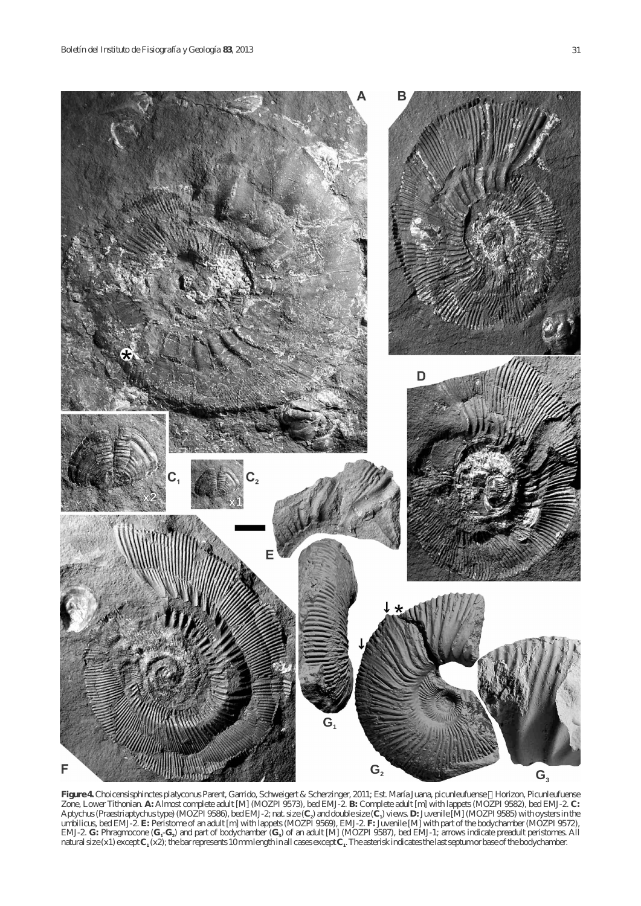**Figure 4.** *Choicensisphinctes platyconus* Parent, Garrido, Schweigert & Scherzinger, 2011; Est. María Juana, picunleufuense α Horizon, Picunleufuense Zone, Lower Tithonian. **A:** Almost complete adult [M] (MOZPI 9573), bed EMJ-2. **B:** Complete adult [m] with lappets (MOZPI 9582), bed EMJ-2. **C:** Aptychus (*Praestriaptychus* type) (MOZPI 9586), bed EMJ-2; nat. size ($\mathbf{C_2}$) and double size ($\mathbf{C_1}$) views. **D:** Juvenile [M] (MOZPI 9585) with oysters in the umbilicus, bed EMJ-2. **E:** Peristome of an adult [m] with lappets (MOZPI 9569), EMJ-2. **F:** Juvenile [M] with part of the bodychamber (MOZPI 9572), EMJ-2. **G:** Phragmocone ($\mathbf{G_1}$-$\mathbf{G_2}$) and part of bodychamber ($\mathbf{G_3}$) of an adult [M] (MOZPI 9587), bed EMJ-1; arrows indicate preadult peristomes. All natural size (x1) except $\mathbf{C_1}$ (x2); the bar represents 10 mm length in all cases except $\mathbf{C_1}$. The asterisk indicates the last septum or base of the bodychamber.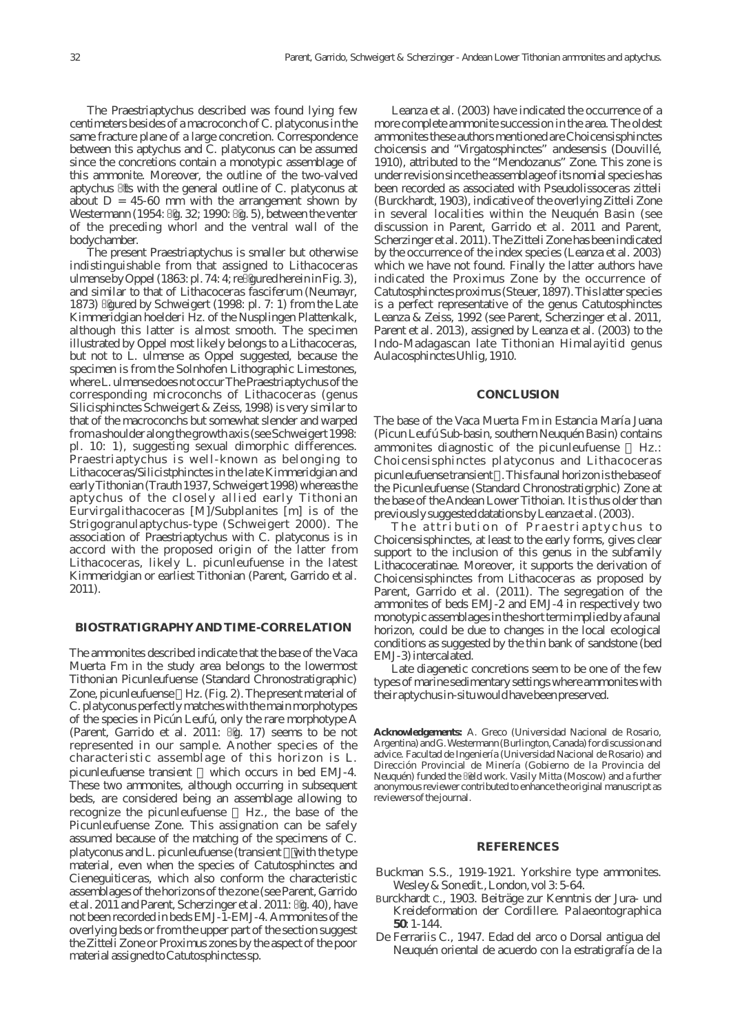The Praestriaptychus described was found lying few centimeters besides of a macroconch of C. platyconus in the same fracture plane of a large concretion. Correspondence between this aptychus and C. platyconus can be assumed since the concretions contain a monotypic assemblage of this ammonite. Moreover, the outline of the two-valved aptychus fits with the general outline of C. platyconus at about D = 45-60 mm with the arrangement shown by Westermann (1954: fig. 32; 1990: fig. 5), between the venter of the preceding whorl and the ventral wall of the bodychamber.

The present Praestriaptychus is smaller but otherwise indistinguishable from that assigned to Lithacoceras ulmense by Oppel (1863: pl. 74: 4; refigured herein in Fig. 3), and similar to that of Lithacoceras fasciferum (Neumayr, 1873) figured by Schweigert (1998: pl. 7: 1) from the Late Kimmeridgian hoelderi Hz. of the Nusplingen Plattenkalk, although this latter is almost smooth. The specimen illustrated by Oppel most likely belongs to a Lithacoceras, but not to L. ulmense as Oppel suggested, because the specimen is from the Solnhofen Lithographic Limestones, where L. ulmense does not occur The Praestriaptychus of the corresponding microconchs of Lithacoceras (genus Silicisphinctes Schweigert & Zeiss, 1998) is very similar to that of the macroconchs but somewhat slender and warped from a shoulder along the growth axis (see Schweigert 1998: pl. 10: 1), suggesting sexual dimorphic differences. Praestriaptychus is well-known as belonging to Lithacoceras/Silicistphinctes in the late Kimmeridgian and early Tithonian (Trauth 1937, Schweigert 1998) whereas the aptychus of the closely allied early Tithonian Eurvirgalithacoceras [M]/Subplanites [m] is of the Strigogranulaptychus-type (Schweigert 2000). The association of Praestriaptychus with C. platyconus is in accord with the proposed origin of the latter from Lithacoceras, likely L. picunleufuense in the latest Kimmeridgian or earliest Tithonian (Parent, Garrido et al. 2011).

## BIOSTRATIGRAPHY AND TIME-CORRELATION

The ammonites described indicate that the base of the Vaca Muerta Fm in the study area belongs to the lowermost Tithonian Picunleufuense (Standard Chronostratigraphic) Zone, picunleufuense α Hz. (Fig. 2). The present material of C. platyconus perfectly matches with the main morphotypes of the species in Picún Leufú, only the rare morphotype A (Parent, Garrido et al. 2011: fig. 17) seems to be not represented in our sample. Another species of the characteristic assemblage of this horizon is L. picunleufuense transient α which occurs in bed EMJ-4. These two ammonites, although occurring in subsequent beds, are considered being an assemblage allowing to recognize the picunleufuense α Hz., the base of the Picunleufuense Zone. This assignation can be safely assumed because of the matching of the specimens of C. platyconus and L. picunleufuense (transient α) with the type material, even when the species of Catutosphinctes and Cieneguiticeras, which also conform the characteristic assemblages of the horizons of the zone (see Parent, Garrido et al. 2011 and Parent, Scherzinger et al. 2011: fig. 40), have not been recorded in beds EMJ-1-EMJ-4. Ammonites of the overlying beds or from the upper part of the section suggest the Zitteli Zone or Proximus zones by the aspect of the poor material assigned to Catutosphinctes sp.

Leanza et al. (2003) have indicated the occurrence of a more complete ammonite succession in the area. The oldest ammonites these authors mentioned are Choicensisphinctes choicensis and "Virgatosphinctes" andesensis (Douvillé, 1910), attributed to the "Mendozanus" Zone. This zone is under revision since the assemblage of its nomial species has been recorded as associated with Pseudolissoceras zitteli (Burckhardt, 1903), indicative of the overlying Zitteli Zone in several localities within the Neuquén Basin (see discussion in Parent, Garrido et al. 2011 and Parent, Scherzinger et al. 2011). The Zitteli Zone has been indicated by the occurrence of the index species (Leanza et al. 2003) which we have not found. Finally the latter authors have indicated the Proximus Zone by the occurrence of Catutosphinctes proximus (Steuer, 1897). This latter species is a perfect representative of the genus Catutosphinctes Leanza & Zeiss, 1992 (see Parent, Scherzinger et al. 2011, Parent et al. 2013), assigned by Leanza et al. (2003) to the Indo-Madagascan late Tithonian Himalayitid genus Aulacosphinctes Uhlig, 1910.

## CONCLUSION

The base of the Vaca Muerta Fm in Estancia María Juana (Picun Leufú Sub-basin, southern Neuquén Basin) contains ammonites diagnostic of the picunleufuense α Hz.: Choicensisphinctes platyconus and Lithacoceras picunleufuense transient α. This faunal horizon is the base of the Picunleufuense (Standard Chronostratigrphic) Zone at the base of the Andean Lower Tithoian. It is thus older than previously suggested datations by Leanza et al. (2003).

The attribution of Praestriaptychus to Choicensisphinctes, at least to the early forms, gives clear support to the inclusion of this genus in the subfamily Lithacoceratinae. Moreover, it supports the derivation of Choicensisphinctes from Lithacoceras as proposed by Parent, Garrido et al. (2011). The segregation of the ammonites of beds EMJ-2 and EMJ-4 in respectively two monotypic assemblages in the short term implied by a faunal horizon, could be due to changes in the local ecological conditions as suggested by the thin bank of sandstone (bed EMJ-3) intercalated.

Late diagenetic concretions seem to be one of the few types of marine sedimentary settings where ammonites with their aptychus in-situ would have been preserved.

**Acknowledgements:** A. Greco (Universidad Nacional de Rosario, Argentina) and G. Westermann (Burlington, Canada) for discussion and advice. Facultad de Ingeniería (Universidad Nacional de Rosario) and Dirección Provincial de Minería (Gobierno de la Provincia del Neuquén) funded the field work. Vasily Mitta (Moscow) and a further anonymous reviewer contributed to enhance the original manuscript as reviewers of the journal.

## REFERENCES

Buckman S.S., 1919-1921. Yorkshire type ammonites. Wesley & Son edit., London, vol 3: 5-64.

Burckhardt C., 1903. Beiträge zur Kenntnis der Jura- und Kreideformation der Cordillere. Palaeontographica **50**: 1-144.

De Ferrariis C., 1947. Edad del arco o Dorsal antigua del Neuquén oriental de acuerdo con la estratigrafía de la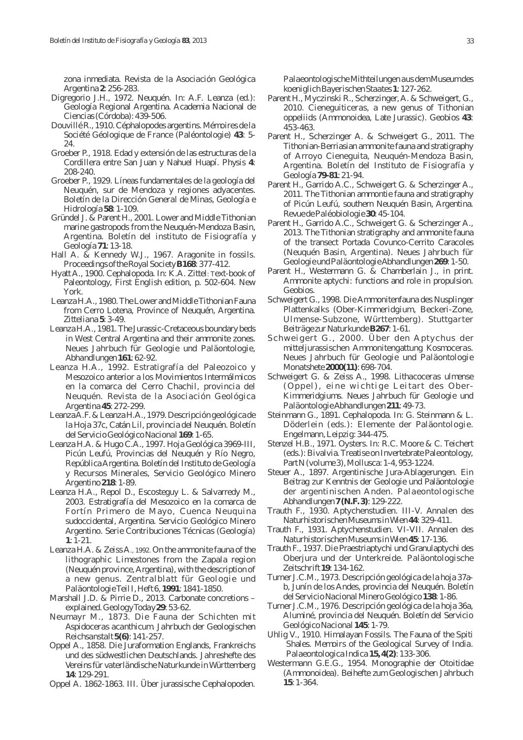zona inmediata. Revista de la Asociación Geológica Argentina **2**: 256-283.

Digregorio J.H., 1972. Neuquén. In: A.F. Leanza (ed.): Geología Regional Argentina. Academia Nacional de Ciencias (Córdoba): 439-506.

Douvillé R., 1910. Céphalopodes argentins. Mémoires de la Société Géologique de France (Paléontologie) **43**: 5-24.

Groeber P., 1918. Edad y extensión de las estructuras de la Cordillera entre San Juan y Nahuel Huapí. Physis **4**: 208-240.

Groeber P., 1929. Líneas fundamentales de la geología del Neuquén, sur de Mendoza y regiones adyacentes. Boletín de la Dirección General de Minas, Geología e Hidrología **58**: 1-109.

Gründel J. & Parent H., 2001. Lower and Middle Tithonian marine gastropods from the Neuquén-Mendoza Basin, Argentina. Boletín del instituto de Fisiografía y Geología **71**: 13-18.

Hall A. & Kennedy W.J., 1967. Aragonite in fossils. Proceedings of the Royal Society **B168**: 377-412.

Hyatt A., 1900. Cephalopoda. In: K.A. Zittel: Text-book of Paleontology, First English edition, p. 502-604. New York.

Leanza H.A., 1980. The Lower and Middle Tithonian Fauna from Cerro Lotena, Province of Neuquén, Argentina. Zitteliana **5**: 3-49.

Leanza H.A., 1981. The Jurassic-Cretaceous boundary beds in West Central Argentina and their ammonite zones. Neues Jahrbuch für Geologie und Paläontologie, Abhandlungen **161**: 62-92.

Leanza H.A., 1992. Estratigrafía del Paleozoico y Mesozoico anterior a los Movimientos Intermálmicos en la comarca del Cerro Chachil, provincia del Neuquén. Revista de la Asociación Geológica Argentina **45**: 272-299.

Leanza A.F. & Leanza H.A., 1979. Descripción geológica de la Hoja 37c, Catán Lil, provincia del Neuquén. Boletín del Servicio Geológico Nacional **169**: 1-65.

Leanza H.A. & Hugo C.A., 1997. Hoja Geológica 3969-III, Picún Leufú, Provincias del Neuquén y Río Negro, República Argentina. Boletín del Instituto de Geología y Recursos Minerales, Servicio Geológico Minero Argentino **218**: 1-89.

Leanza H.A., Repol D., Escosteguy L. & Salvarredy M., 2003. Estratigrafía del Mesozoico en la comarca de Fortín Primero de Mayo, Cuenca Neuquina sudoccidental, Argentina. Servicio Geológico Minero Argentino. Serie Contribuciones Técnicas (Geología) **1**: 1-21.

Leanza H.A. & Zeiss A., 1992. On the ammonite fauna of the lithographic Limestones from the Zapala region (Neuquén province, Argentina), with the description of a new genus. Zentralblatt für Geologie und Paläontologie Teil I, Heft 6, **1991**: 1841-1850.

Marshall J.D. & Pirrie D., 2013. Carbonate concretions – explained. Geology Today **29**: 53-62.

Neumayr M., 1873. Die Fauna der Schichten mit Aspidoceras acanthicum. Jahrbuch der Geologischen Reichsanstalt **5(6)**: 141-257.

Oppel A., 1858. Die Juraformation Englands, Frankreichs und des südwestlichen Deutschlands. Jahreshefte des Vereins für vaterländische Naturkunde in Württemberg **14**: 129-291.

Oppel A. 1862-1863. III. Über jurassische Cephalopoden. Palaeontologische Mithteilungen aus dem Museum des koeniglich Bayerischen Staates **1**: 127-262.

Parent H., Myczinski R., Scherzinger, A. & Schweigert, G., 2010. Cieneguiticeras, a new genus of Tithonian oppeliids (Ammonoidea, Late Jurassic). Geobios **43**: 453-463.

Parent H., Scherzinger A. & Schweigert G., 2011. The Tithonian-Berriasian ammonite fauna and stratigraphy of Arroyo Cieneguita, Neuquén-Mendoza Basin, Argentina. Boletín del Instituto de Fisiografía y Geología **79-81**: 21-94.

Parent H., Garrido A.C., Schweigert G. & Scherzinger A., 2011. The Tithonian ammontie fauna and stratigraphy of Picún Leufú, southern Neuquén Basin, Argentina. Revue de Paléobiologie **30**: 45-104.

Parent H., Garrido A.C., Schweigert G. & Scherzinger A., 2013. The Tithonian stratigraphy and ammonite fauna of the transect Portada Covunco-Cerrito Caracoles (Neuquén Basin, Argentina). Neues Jahrbuch für Geologie und Paläontologie Abhandlungen **269**: 1-50.

Parent H., Westermann G. & Chamberlain J., in print. Ammonite aptychi: functions and role in propulsion. Geobios.

Schweigert G., 1998. Die Ammonitenfauna des Nusplinger Plattenkalks (Ober-Kimmeridgium, Beckeri-Zone, Ulmense-Subzone, Württemberg). Stuttgarter Beiträge zur Naturkunde **B267**: 1-61.

Schweigert G., 2000. Über den Aptychus der mitteljurassischen Ammonitengattung Kosmoceras. Neues Jahrbuch für Geologie und Paläontologie Monatshete **2000(11)**: 698-704.

Schweigert G. & Zeiss A., 1998. Lithacoceras ulmense (Oppel), eine wichtige Leitart des Ober-Kimmeridgiums. Neues Jahrbuch für Geologie und Paläontologie Abhandlungen **211**: 49-73.

Steinmann G., 1891. Cephalopoda. In: G. Steinmann & L. Döderlein (eds.): Elemente der Paläontologie. Engelmann, Leipzig: 344-475.

Stenzel H.B., 1971. Oysters. In: R.C. Moore & C. Teichert (eds.): Bivalvia. Treatise on Invertebrate Paleontology, Part N (volume 3), Mollusca: 1-4, 953-1224.

Steuer A., 1897. Argentinische Jura-Ablagerungen. Ein Beitrag zur Kenntnis der Geologie und Paläontologie der argentinischen Anden. Palaeontologische Abhandlungen **7 (N.F. 3)**: 129-222.

Trauth F., 1930. Aptychenstudien. III-V. Annalen des Naturhistorischen Museums in Wien **44**: 329-411.

Trauth F., 1931. Aptychenstudien. VI-VII. Annalen des Naturhistorischen Museums in Wien **45**: 17-136.

Trauth F., 1937. Die Praestriaptychi und Granulaptychi des Oberjura und der Unterkreide. Paläontologische Zeitschrift **19**: 134-162.

Turner J.C.M., 1973. Descripción geológica de la hoja 37a-b, Junín de los Andes, provincia del Neuquén. Boletín del Servicio Nacional Minero Geológico **138**: 1-86.

Turner J.C.M., 1976. Descripción geológica de la hoja 36a, Aluminé, provincia del Neuquén. Boletín del Servicio Geológico Nacional **145**: 1-79.

Uhlig V., 1910. Himalayan Fossils. The Fauna of the Spiti Shales. Memoirs of the Geological Survey of India. Palaeontologica Indica **15, 4(2)**: 133-306.

Westermann G.E.G., 1954. Monographie der Otoitidae (Ammonoidea). Beihefte zum Geologischen Jahrbuch **15**: 1-364.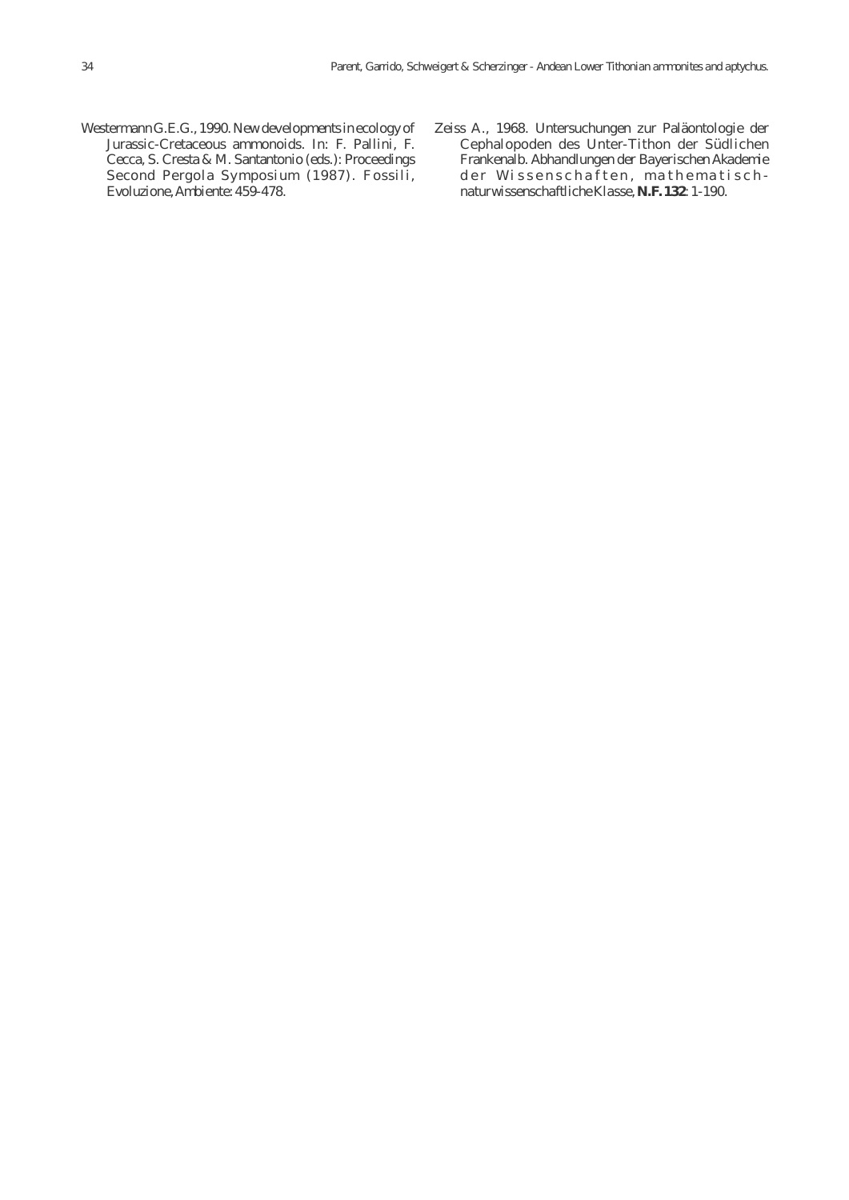Westermann G.E.G., 1990. New developments in ecology of Jurassic-Cretaceous ammonoids. In: F. Pallini, F. Cecca, S. Cresta & M. Santantonio (eds.): Proceedings Second Pergola Symposium (1987). Fossili, Evoluzione, Ambiente: 459-478.

Zeiss A., 1968. Untersuchungen zur Paläontologie der Cephalopoden des Unter-Tithon der Südlichen Frankenalb. Abhandlungen der Bayerischen Akademie der Wissenschaften, mathematisch-naturwissenschaftliche Klasse, **N.F. 132**: 1-190.